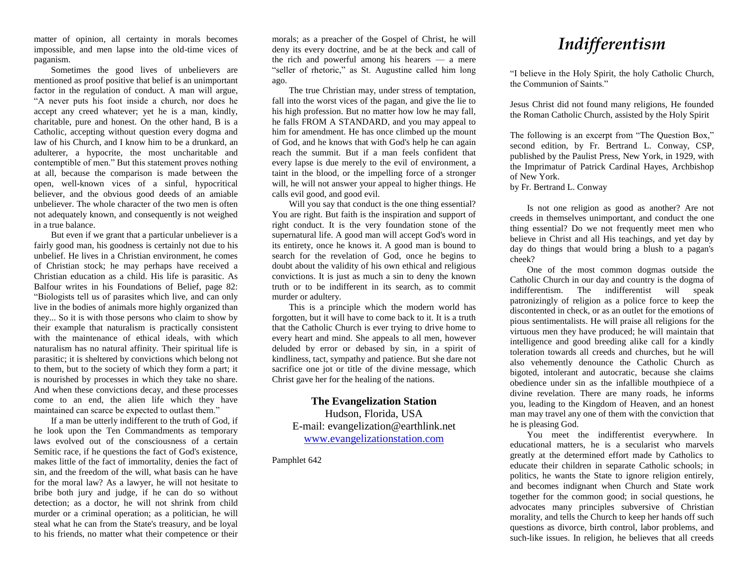# *Indifferentism*

"I believe in the Holy Spirit, the holy Catholic Church, the Communion of Saints."

Jesus Christ did not found many religions, He founded the Roman Catholic Church, assisted by the Holy Spirit

The following is an excerpt from "The Question Box," second edition, by Fr. Bertrand L. Conway, CSP, published by the Paulist Press, New York, in 1929, with the Imprimatur of Patrick Cardinal Hayes, Archbishop of New York.
by Fr. Bertrand L. Conway

Is not one religion as good as another? Are not creeds in themselves unimportant, and conduct the one thing essential? Do we not frequently meet men who believe in Christ and all His teachings, and yet day by day do things that would bring a blush to a pagan's cheek?

One of the most common dogmas outside the Catholic Church in our day and country is the dogma of indifferentism. The indifferentist will speak patronizingly of religion as a police force to keep the discontented in check, or as an outlet for the emotions of pious sentimentalists. He will praise all religions for the virtuous men they have produced; he will maintain that intelligence and good breeding alike call for a kindly toleration towards all creeds and churches, but he will also vehemently denounce the Catholic Church as bigoted, intolerant and autocratic, because she claims obedience under sin as the infallible mouthpiece of a divine revelation. There are many roads, he informs you, leading to the Kingdom of Heaven, and an honest man may travel any one of them with the conviction that he is pleasing God.

You meet the indifferentist everywhere. In educational matters, he is a secularist who marvels greatly at the determined effort made by Catholics to educate their children in separate Catholic schools; in politics, he wants the State to ignore religion entirely, and becomes indignant when Church and State work together for the common good; in social questions, he advocates many principles subversive of Christian morality, and tells the Church to keep her hands off such questions as divorce, birth control, labor problems, and such-like issues. In religion, he believes that all creeds

matter of opinion, all certainty in morals becomes impossible, and men lapse into the old-time vices of paganism.

Sometimes the good lives of unbelievers are mentioned as proof positive that belief is an unimportant factor in the regulation of conduct. A man will argue, "A never puts his foot inside a church, nor does he accept any creed whatever; yet he is a man, kindly, charitable, pure and honest. On the other hand, B is a Catholic, accepting without question every dogma and law of his Church, and I know him to be a drunkard, an adulterer, a hypocrite, the most uncharitable and contemptible of men." But this statement proves nothing at all, because the comparison is made between the open, well-known vices of a sinful, hypocritical believer, and the obvious good deeds of an amiable unbeliever. The whole character of the two men is often not adequately known, and consequently is not weighed in a true balance.

But even if we grant that a particular unbeliever is a fairly good man, his goodness is certainly not due to his unbelief. He lives in a Christian environment, he comes of Christian stock; he may perhaps have received a Christian education as a child. His life is parasitic. As Balfour writes in his Foundations of Belief, page 82: "Biologists tell us of parasites which live, and can only live in the bodies of animals more highly organized than they... So it is with those persons who claim to show by their example that naturalism is practically consistent with the maintenance of ethical ideals, with which naturalism has no natural affinity. Their spiritual life is parasitic; it is sheltered by convictions which belong not to them, but to the society of which they form a part; it is nourished by processes in which they take no share. And when these convictions decay, and these processes come to an end, the alien life which they have maintained can scarce be expected to outlast them."

If a man be utterly indifferent to the truth of God, if he look upon the Ten Commandments as temporary laws evolved out of the consciousness of a certain Semitic race, if he questions the fact of God's existence, makes little of the fact of immortality, denies the fact of sin, and the freedom of the will, what basis can he have for the moral law? As a lawyer, he will not hesitate to bribe both jury and judge, if he can do so without detection; as a doctor, he will not shrink from child murder or a criminal operation; as a politician, he will steal what he can from the State's treasury, and be loyal to his friends, no matter what their competence or their morals; as a preacher of the Gospel of Christ, he will deny its every doctrine, and be at the beck and call of the rich and powerful among his hearers — a mere "seller of rhetoric," as St. Augustine called him long ago.

The true Christian may, under stress of temptation, fall into the worst vices of the pagan, and give the lie to his high profession. But no matter how low he may fall, he falls FROM A STANDARD, and you may appeal to him for amendment. He has once climbed up the mount of God, and he knows that with God's help he can again reach the summit. But if a man feels confident that every lapse is due merely to the evil of environment, a taint in the blood, or the impelling force of a stronger will, he will not answer your appeal to higher things. He calls evil good, and good evil.

Will you say that conduct is the one thing essential? You are right. But faith is the inspiration and support of right conduct. It is the very foundation stone of the supernatural life. A good man will accept God's word in its entirety, once he knows it. A good man is bound to search for the revelation of God, once he begins to doubt about the validity of his own ethical and religious convictions. It is just as much a sin to deny the known truth or to be indifferent in its search, as to commit murder or adultery.

This is a principle which the modern world has forgotten, but it will have to come back to it. It is a truth that the Catholic Church is ever trying to drive home to every heart and mind. She appeals to all men, however deluded by error or debased by sin, in a spirit of kindliness, tact, sympathy and patience. But she dare not sacrifice one jot or title of the divine message, which Christ gave her for the healing of the nations.

**The Evangelization Station**
Hudson, Florida, USA
E-mail: evangelization@earthlink.net
[www.evangelizationstation.com](http://www.evangelizationstation.com)

Pamphlet 642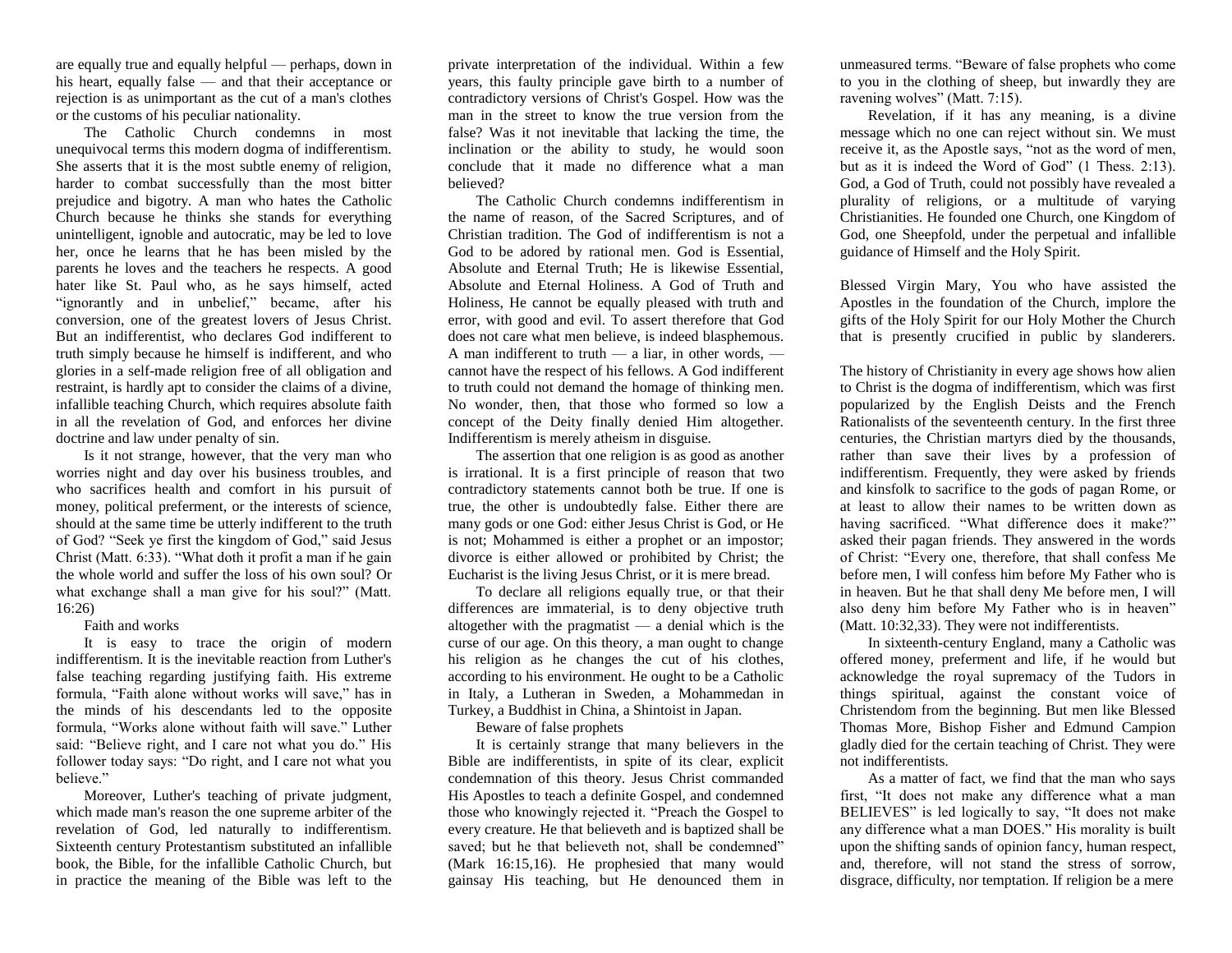are equally true and equally helpful — perhaps, down in his heart, equally false — and that their acceptance or rejection is as unimportant as the cut of a man's clothes or the customs of his peculiar nationality.

The Catholic Church condemns in most unequivocal terms this modern dogma of indifferentism. She asserts that it is the most subtle enemy of religion, harder to combat successfully than the most bitter prejudice and bigotry. A man who hates the Catholic Church because he thinks she stands for everything unintelligent, ignoble and autocratic, may be led to love her, once he learns that he has been misled by the parents he loves and the teachers he respects. A good hater like St. Paul who, as he says himself, acted "ignorantly and in unbelief," became, after his conversion, one of the greatest lovers of Jesus Christ. But an indifferentist, who declares God indifferent to truth simply because he himself is indifferent, and who glories in a self-made religion free of all obligation and restraint, is hardly apt to consider the claims of a divine, infallible teaching Church, which requires absolute faith in all the revelation of God, and enforces her divine doctrine and law under penalty of sin.

Is it not strange, however, that the very man who worries night and day over his business troubles, and who sacrifices health and comfort in his pursuit of money, political preferment, or the interests of science, should at the same time be utterly indifferent to the truth of God? "Seek ye first the kingdom of God," said Jesus Christ (Matt. 6:33). "What doth it profit a man if he gain the whole world and suffer the loss of his own soul? Or what exchange shall a man give for his soul?" (Matt. 16:26)

## Faith and works

It is easy to trace the origin of modern indifferentism. It is the inevitable reaction from Luther's false teaching regarding justifying faith. His extreme formula, "Faith alone without works will save," has in the minds of his descendants led to the opposite formula, "Works alone without faith will save." Luther said: "Believe right, and I care not what you do." His follower today says: "Do right, and I care not what you believe."

Moreover, Luther's teaching of private judgment, which made man's reason the one supreme arbiter of the revelation of God, led naturally to indifferentism. Sixteenth century Protestantism substituted an infallible book, the Bible, for the infallible Catholic Church, but in practice the meaning of the Bible was left to the private interpretation of the individual. Within a few years, this faulty principle gave birth to a number of contradictory versions of Christ's Gospel. How was the man in the street to know the true version from the false? Was it not inevitable that lacking the time, the inclination or the ability to study, he would soon conclude that it made no difference what a man believed?

The Catholic Church condemns indifferentism in the name of reason, of the Sacred Scriptures, and of Christian tradition. The God of indifferentism is not a God to be adored by rational men. God is Essential, Absolute and Eternal Truth; He is likewise Essential, Absolute and Eternal Holiness. A God of Truth and Holiness, He cannot be equally pleased with truth and error, with good and evil. To assert therefore that God does not care what men believe, is indeed blasphemous. A man indifferent to truth — a liar, in other words, — cannot have the respect of his fellows. A God indifferent to truth could not demand the homage of thinking men. No wonder, then, that those who formed so low a concept of the Deity finally denied Him altogether. Indifferentism is merely atheism in disguise.

The assertion that one religion is as good as another is irrational. It is a first principle of reason that two contradictory statements cannot both be true. If one is true, the other is undoubtedly false. Either there are many gods or one God: either Jesus Christ is God, or He is not; Mohammed is either a prophet or an impostor; divorce is either allowed or prohibited by Christ; the Eucharist is the living Jesus Christ, or it is mere bread.

To declare all religions equally true, or that their differences are immaterial, is to deny objective truth altogether with the pragmatist — a denial which is the curse of our age. On this theory, a man ought to change his religion as he changes the cut of his clothes, according to his environment. He ought to be a Catholic in Italy, a Lutheran in Sweden, a Mohammedan in Turkey, a Buddhist in China, a Shintoist in Japan.

## Beware of false prophets

It is certainly strange that many believers in the Bible are indifferentists, in spite of its clear, explicit condemnation of this theory. Jesus Christ commanded His Apostles to teach a definite Gospel, and condemned those who knowingly rejected it. "Preach the Gospel to every creature. He that believeth and is baptized shall be saved; but he that believeth not, shall be condemned" (Mark 16:15,16). He prophesied that many would gainsay His teaching, but He denounced them in unmeasured terms. "Beware of false prophets who come to you in the clothing of sheep, but inwardly they are ravening wolves" (Matt. 7:15).

Revelation, if it has any meaning, is a divine message which no one can reject without sin. We must receive it, as the Apostle says, "not as the word of men, but as it is indeed the Word of God" (1 Thess. 2:13). God, a God of Truth, could not possibly have revealed a plurality of religions, or a multitude of varying Christianities. He founded one Church, one Kingdom of God, one Sheepfold, under the perpetual and infallible guidance of Himself and the Holy Spirit.

Blessed Virgin Mary, You who have assisted the Apostles in the foundation of the Church, implore the gifts of the Holy Spirit for our Holy Mother the Church that is presently crucified in public by slanderers.

The history of Christianity in every age shows how alien to Christ is the dogma of indifferentism, which was first popularized by the English Deists and the French Rationalists of the seventeenth century. In the first three centuries, the Christian martyrs died by the thousands, rather than save their lives by a profession of indifferentism. Frequently, they were asked by friends and kinsfolk to sacrifice to the gods of pagan Rome, or at least to allow their names to be written down as having sacrificed. "What difference does it make?" asked their pagan friends. They answered in the words of Christ: "Every one, therefore, that shall confess Me before men, I will confess him before My Father who is in heaven. But he that shall deny Me before men, I will also deny him before My Father who is in heaven" (Matt. 10:32,33). They were not indifferentists.

In sixteenth-century England, many a Catholic was offered money, preferment and life, if he would but acknowledge the royal supremacy of the Tudors in things spiritual, against the constant voice of Christendom from the beginning. But men like Blessed Thomas More, Bishop Fisher and Edmund Campion gladly died for the certain teaching of Christ. They were not indifferentists.

As a matter of fact, we find that the man who says first, "It does not make any difference what a man BELIEVES" is led logically to say, "It does not make any difference what a man DOES." His morality is built upon the shifting sands of opinion fancy, human respect, and, therefore, will not stand the stress of sorrow, disgrace, difficulty, nor temptation. If religion be a mere